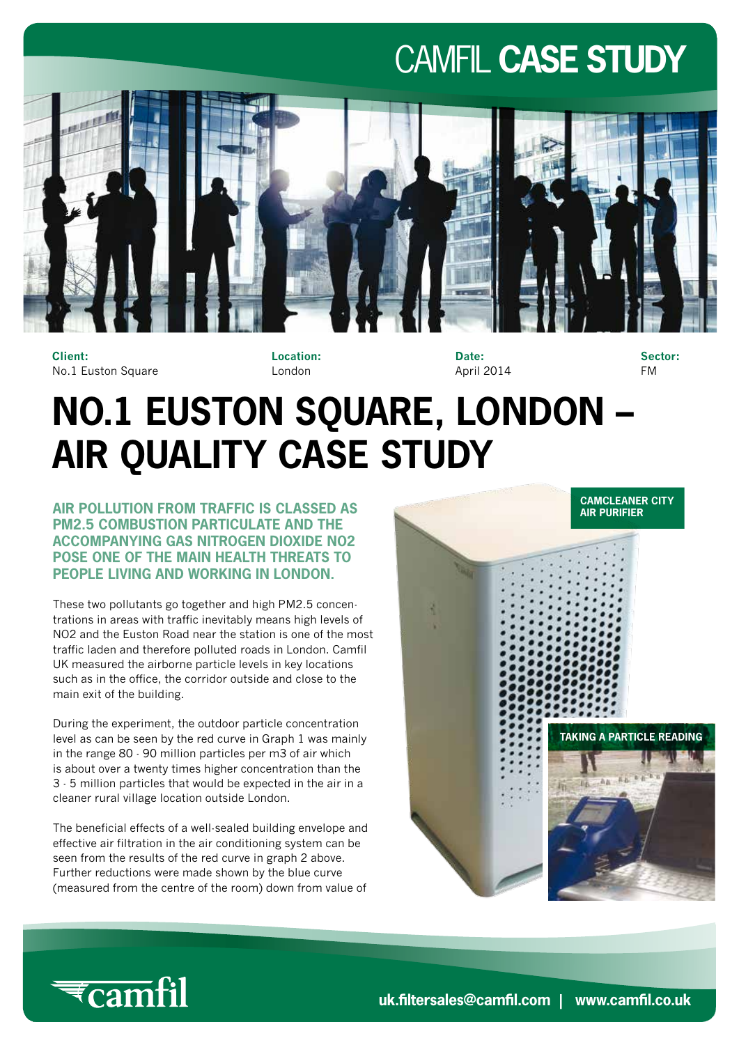# CAMFIL CASE STUDY

**Client:**
No.1 Euston Square

**Location:**
London

**Date:**
April 2014

**Sector:**
FM

# NO.1 EUSTON SQUARE, LONDON – AIR QUALITY CASE STUDY

**AIR POLLUTION FROM TRAFFIC IS CLASSED AS PM2.5 COMBUSTION PARTICULATE AND THE ACCOMPANYING GAS NITROGEN DIOXIDE NO2 POSE ONE OF THE MAIN HEALTH THREATS TO PEOPLE LIVING AND WORKING IN LONDON.**

These two pollutants go together and high PM2.5 concentrations in areas with traffic inevitably means high levels of NO2 and the Euston Road near the station is one of the most traffic laden and therefore polluted roads in London. Camfil UK measured the airborne particle levels in key locations such as in the office, the corridor outside and close to the main exit of the building.

During the experiment, the outdoor particle concentration level as can be seen by the red curve in Graph 1 was mainly in the range 80 - 90 million particles per m3 of air which is about over a twenty times higher concentration than the 3 - 5 million particles that would be expected in the air in a cleaner rural village location outside London.

The beneficial effects of a well-sealed building envelope and effective air filtration in the air conditioning system can be seen from the results of the red curve in graph 2 above. Further reductions were made shown by the blue curve (measured from the centre of the room) down from value of

**CAMCLEANER CITY AIR PURIFIER**

**TAKING A PARTICLE READING**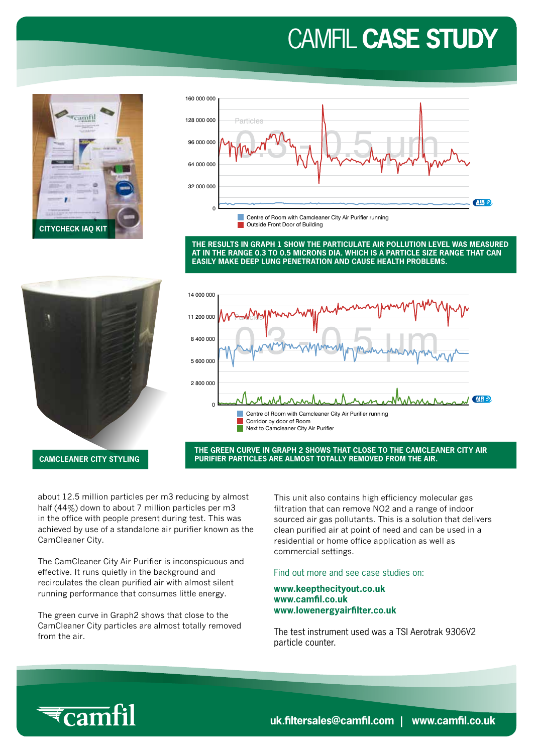# CAMFIL **CASE STUDY**

CITYCHECK IAQ KIT

160 000 000
128 000 000
96 000 000
64 000 000
32 000 000
0

Particles
0.3 - 0.5 µm

Centre of Room with Camcleaner City Air Purifier running
Outside Front Door of Building

**THE RESULTS IN GRAPH 1 SHOW THE PARTICULATE AIR POLLUTION LEVEL WAS MEASURED AT IN THE RANGE 0.3 TO 0.5 MICRONS DIA. WHICH IS A PARTICLE SIZE RANGE THAT CAN EASILY MAKE DEEP LUNG PENETRATION AND CAUSE HEALTH PROBLEMS.**

14 000 000
11 200 000
8 400 000
5 600 000
2 800 000
0

Particles
0.3 - 0.5 µm

Centre of Room with Camcleaner City Air Purifier running
Corridor by door of Room
Next to Camcleaner City Air Purifier

CAMCLEANER CITY STYLING

**THE GREEN CURVE IN GRAPH 2 SHOWS THAT CLOSE TO THE CAMCLEANER CITY AIR PURIFIER PARTICLES ARE ALMOST TOTALLY REMOVED FROM THE AIR.**

about 12.5 million particles per m3 reducing by almost half (44%) down to about 7 million particles per m3 in the office with people present during test. This was achieved by use of a standalone air purifier known as the CamCleaner City.

The CamCleaner City Air Purifier is inconspicuous and effective. It runs quietly in the background and recirculates the clean purified air with almost silent running performance that consumes little energy.

The green curve in Graph2 shows that close to the CamCleaner City particles are almost totally removed from the air.

This unit also contains high efficiency molecular gas filtration that can remove NO2 and a range of indoor sourced air gas pollutants. This is a solution that delivers clean purified air at point of need and can be used in a residential or home office application as well as commercial settings.

Find out more and see case studies on:

**www.keepthecityout.co.uk**
**www.camfil.co.uk**
**www.lowenergyairfilter.co.uk**

The test instrument used was a TSI Aerotrak 9306V2 particle counter.

camfil

**uk.filtersales@camfil.com | www.camfil.co.uk**